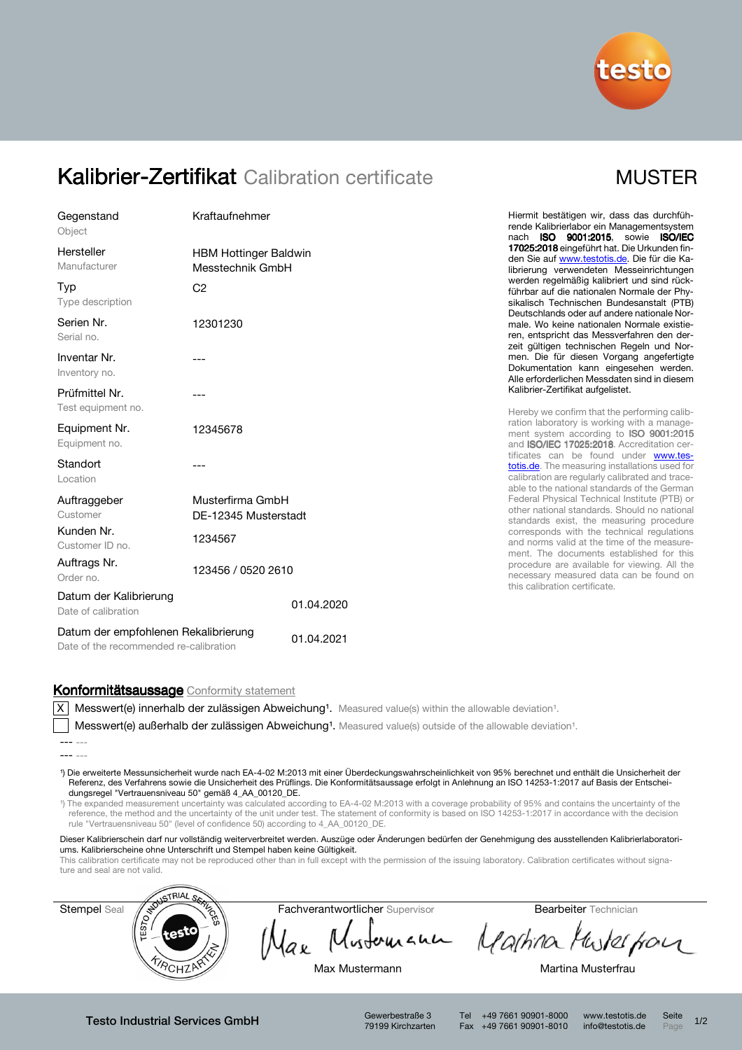# Kalibrier-Zertifikat Calibration certificate

MUSTER

| | |
|---|---|
| Gegenstand<br>Object | Kraftaufnehmer |
| Hersteller<br>Manufacturer | HBM Hottinger Baldwin Messtechnik GmbH |
| Typ<br>Type description | C2 |
| Serien Nr.<br>Serial no. | 12301230 |
| Inventar Nr.<br>Inventory no. | --- |
| Prüfmittel Nr.<br>Test equipment no. | --- |
| Equipment Nr.<br>Equipment no. | 12345678 |
| Standort<br>Location | --- |
| Auftraggeber<br>Customer | Musterfirma GmbH<br>DE-12345 Musterstadt |
| Kunden Nr.<br>Customer ID no. | 1234567 |
| Auftrags Nr.<br>Order no. | 123456 / 0520 2610 |
| Datum der Kalibrierung<br>Date of calibration | 01.04.2020 |
| Datum der empfohlenen Rekalibrierung<br>Date of the recommended re-calibration | 01.04.2021 |

Hiermit bestätigen wir, dass das durchführende Kalibrierlabor ein Managementsystem nach **ISO 9001:2015**, sowie **ISO/IEC 17025:2018** eingeführt hat. Die Urkunden finden Sie auf www.testotis.de. Die für die Kalibrierung verwendeten Messeinrichtungen werden regelmäßig kalibriert und sind rückführbar auf die nationalen Normale der Physikalisch Technischen Bundesanstalt (PTB) Deutschlands oder auf andere nationale Normale. Wo keine nationalen Normale existieren, entspricht das Messverfahren den derzeit gültigen technischen Regeln und Normen. Die für diesen Vorgang angefertigte Dokumentation kann eingesehen werden. Alle erforderlichen Messdaten sind in diesem Kalibrier-Zertifikat aufgelistet.

Hereby we confirm that the performing calibration laboratory is working with a management system according to **ISO 9001:2015** and **ISO/IEC 17025:2018**. Accreditation certificates can be found under www.testotis.de. The measuring installations used for calibration are regularly calibrated and traceable to the national standards of the German Federal Physical Technical Institute (PTB) or other national standards. Should no national standards exist, the measuring procedure corresponds with the technical regulations and norms valid at the time of the measurement. The documents established for this procedure are available for viewing. All the necessary measured data can be found on this calibration certificate.

## Konformitätsaussage Conformity statement

[X] Messwert(e) innerhalb der zulässigen Abweichung[1]. Measured value(s) within the allowable deviation[1].

[ ] Messwert(e) außerhalb der zulässigen Abweichung[1]. Measured value(s) outside of the allowable deviation[1].

--- ---

--- ---

[1]) Die erweiterte Messunsicherheit wurde nach EA-4-02 M:2013 mit einer Überdeckungswahrscheinlichkeit von 95% berechnet und enthält die Unsicherheit der Referenz, des Verfahrens sowie die Unsicherheit des Prüflings. Die Konformitätsaussage erfolgt in Anlehnung an ISO 14253-1:2017 auf Basis der Entscheidungsregel "Vertrauensniveau 50" gemäß 4_AA_00120_DE.

[1]) The expanded measurement uncertainty was calculated according to EA-4-02 M:2013 with a coverage probability of 95% and contains the uncertainty of the reference, the method and the uncertainty of the unit under test. The statement of conformity is based on ISO 14253-1:2017 in accordance with the decision rule "Vertrauensniveau 50" (level of confidence 50) according to 4_AA_00120_DE.

Dieser Kalibrierschein darf nur vollständig weiterverbreitet werden. Auszüge oder Änderungen bedürfen der Genehmigung des ausstellenden Kalibrierlaboratoriums. Kalibrierscheine ohne Unterschrift und Stempel haben keine Gültigkeit.

This calibration certificate may not be reproduced other than in full except with the permission of the issuing laboratory. Calibration certificates without signature and seal are not valid.

| Stempel Seal | Fachverantwortlicher Supervisor | Bearbeiter Technician |
|---|---|---|
| TESTO INDUSTRIAL SERVICES testo KIRCHZARTEN | Max Mustermann | Martina Musterfrau |

**Testo Industrial Services GmbH**
Gewerbestraße 3, 79199 Kirchzarten
Tel +49 7661 90901-8000, Fax +49 7661 90901-8010
www.testotis.de, info@testotis.de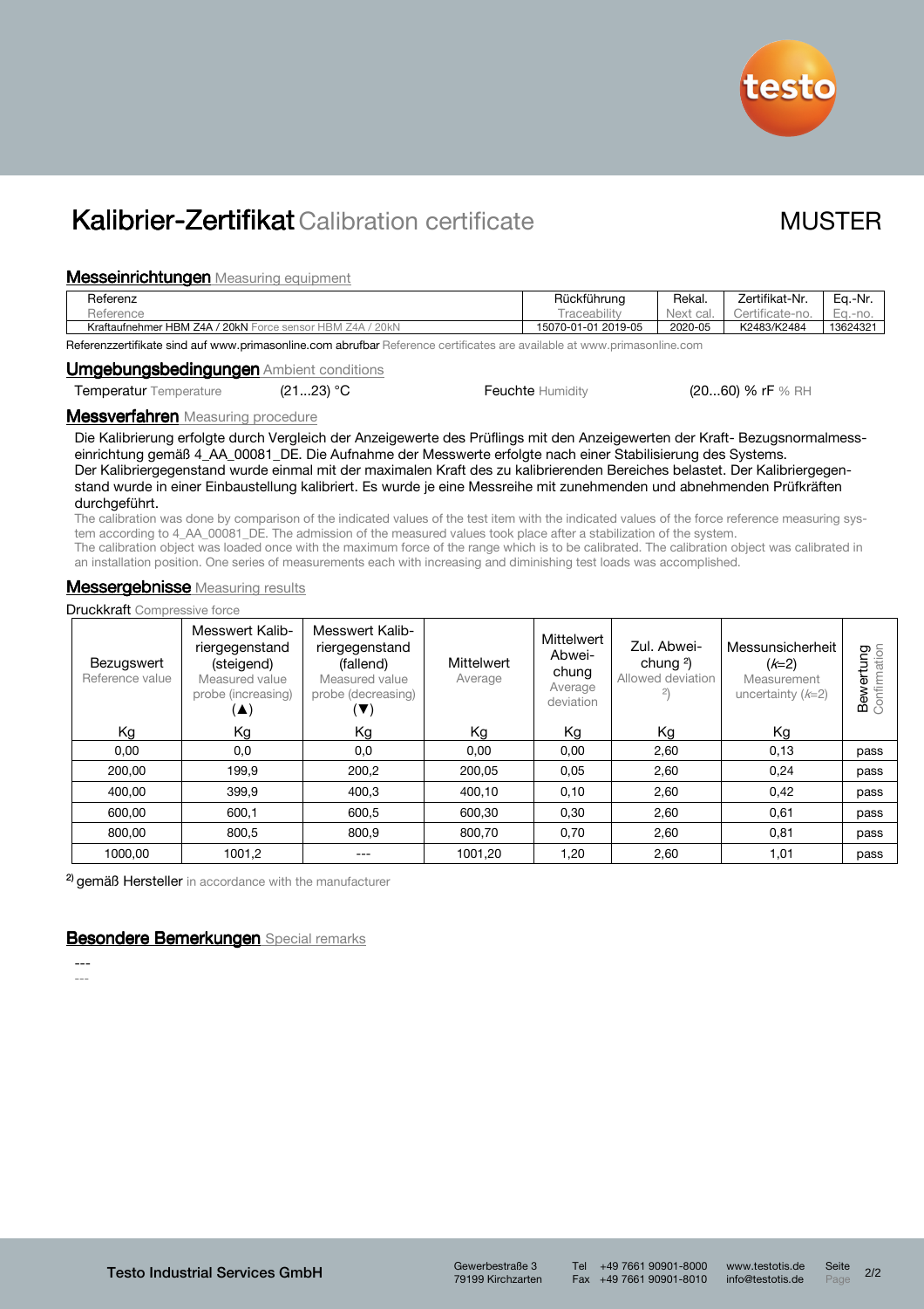testo

# Kalibrier-Zertifikat Calibration certificate

MUSTER

## Messeinrichtungen Measuring equipment

| Referenz Reference | Rückführung Traceability | Rekal. Next cal. | Zertifikat-Nr. Certificate-no. | Eq.-Nr. Eq.-no. |
|---|---|---|---|---|
| Kraftaufnehmer HBM Z4A / 20kN Force sensor HBM Z4A / 20kN | 15070-01-01 2019-05 | 2020-05 | K2483/K2484 | 13624321 |

Referenzzertifikate sind auf www.primasonline.com abrufbar Reference certificates are available at www.primasonline.com

## Umgebungsbedingungen Ambient conditions

Temperatur Temperature (21...23) °C Feuchte Humidity (20...60) % rF % RH

## Messverfahren Measuring procedure

Die Kalibrierung erfolgte durch Vergleich der Anzeigewerte des Prüflings mit den Anzeigewerten der Kraft- Bezugsnormalmesseinrichtung gemäß 4_AA_00081_DE. Die Aufnahme der Messwerte erfolgte nach einer Stabilisierung des Systems.
Der Kalibriergegenstand wurde einmal mit der maximalen Kraft des zu kalibrierenden Bereiches belastet. Der Kalibriergegenstand wurde in einer Einbaustellung kalibriert. Es wurde je eine Messreihe mit zunehmenden und abnehmenden Prüfkräften durchgeführt.

The calibration was done by comparison of the indicated values of the test item with the indicated values of the force reference measuring system according to 4_AA_00081_DE. The admission of the measured values took place after a stabilization of the system.
The calibration object was loaded once with the maximum force of the range which is to be calibrated. The calibration object was calibrated in an installation position. One series of measurements each with increasing and diminishing test loads was accomplished.

## Messergebnisse Measuring results

Druckkraft Compressive force

| Bezugswert Reference value | Messwert Kalibriergegenstand (steigend) Measured value probe (increasing) (▲) | Messwert Kalibriergegenstand (fallend) Measured value probe (decreasing) (▼) | Mittelwert Average | Mittelwert Abweichung Average deviation | Zul. Abweichung [2] Allowed deviation [2] | Messunsicherheit ($k$=2) Measurement uncertainty ($k$=2) | Bewertung Confirmation |
|---|---|---|---|---|---|---|---|
| Kg | Kg | Kg | Kg | Kg | Kg | Kg | |
| 0,00 | 0,0 | 0,0 | 0,00 | 0,00 | 2,60 | 0,13 | pass |
| 200,00 | 199,9 | 200,2 | 200,05 | 0,05 | 2,60 | 0,24 | pass |
| 400,00 | 399,9 | 400,3 | 400,10 | 0,10 | 2,60 | 0,42 | pass |
| 600,00 | 600,1 | 600,5 | 600,30 | 0,30 | 2,60 | 0,61 | pass |
| 800,00 | 800,5 | 800,9 | 800,70 | 0,70 | 2,60 | 0,81 | pass |
| 1000,00 | 1001,2 | --- | 1001,20 | 1,20 | 2,60 | 1,01 | pass |

[2] gemäß Hersteller in accordance with the manufacturer

## Besondere Bemerkungen Special remarks

---
---

Testo Industrial Services GmbH Gewerbestraße 3 79199 Kirchzarten Tel +49 7661 90901-8000 Fax +49 7661 90901-8010 www.testotis.de info@testotis.de